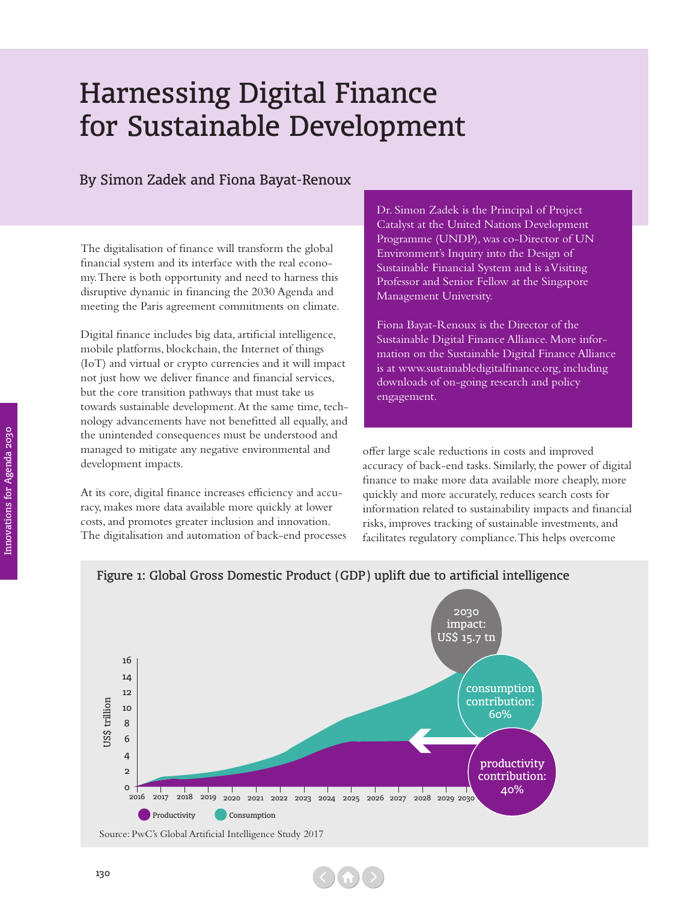# Harnessing Digital Finance for Sustainable Development

## By Simon Zadek and Fiona Bayat-Renoux

Dr. Simon Zadek is the Principal of Project Catalyst at the United Nations Development Programme (UNDP), was co-Director of UN Environment's Inquiry into the Design of Sustainable Financial System and is a Visiting Professor and Senior Fellow at the Singapore Management University.

Fiona Bayat-Renoux is the Director of the Sustainable Digital Finance Alliance. More information on the Sustainable Digital Finance Alliance is at www.sustainabledigitalfinance.org, including downloads of on-going research and policy engagement.

The digitalisation of finance will transform the global financial system and its interface with the real economy. There is both opportunity and need to harness this disruptive dynamic in financing the 2030 Agenda and meeting the Paris agreement commitments on climate.

Digital finance includes big data, artificial intelligence, mobile platforms, blockchain, the Internet of things (IoT) and virtual or crypto currencies and it will impact not just how we deliver finance and financial services, but the core transition pathways that must take us towards sustainable development. At the same time, technology advancements have not benefitted all equally, and the unintended consequences must be understood and managed to mitigate any negative environmental and development impacts.

At its core, digital finance increases efficiency and accuracy, makes more data available more quickly at lower costs, and promotes greater inclusion and innovation. The digitalisation and automation of back-end processes offer large scale reductions in costs and improved accuracy of back-end tasks. Similarly, the power of digital finance to make more data available more cheaply, more quickly and more accurately, reduces search costs for information related to sustainability impacts and financial risks, improves tracking of sustainable investments, and facilitates regulatory compliance. This helps overcome

**Figure 1: Global Gross Domestic Product (GDP) uplift due to artificial intelligence**

2030 impact: US$ 15.7 tn

consumption contribution: 60%

productivity contribution: 40%

Source: PwC's Global Artificial Intelligence Study 2017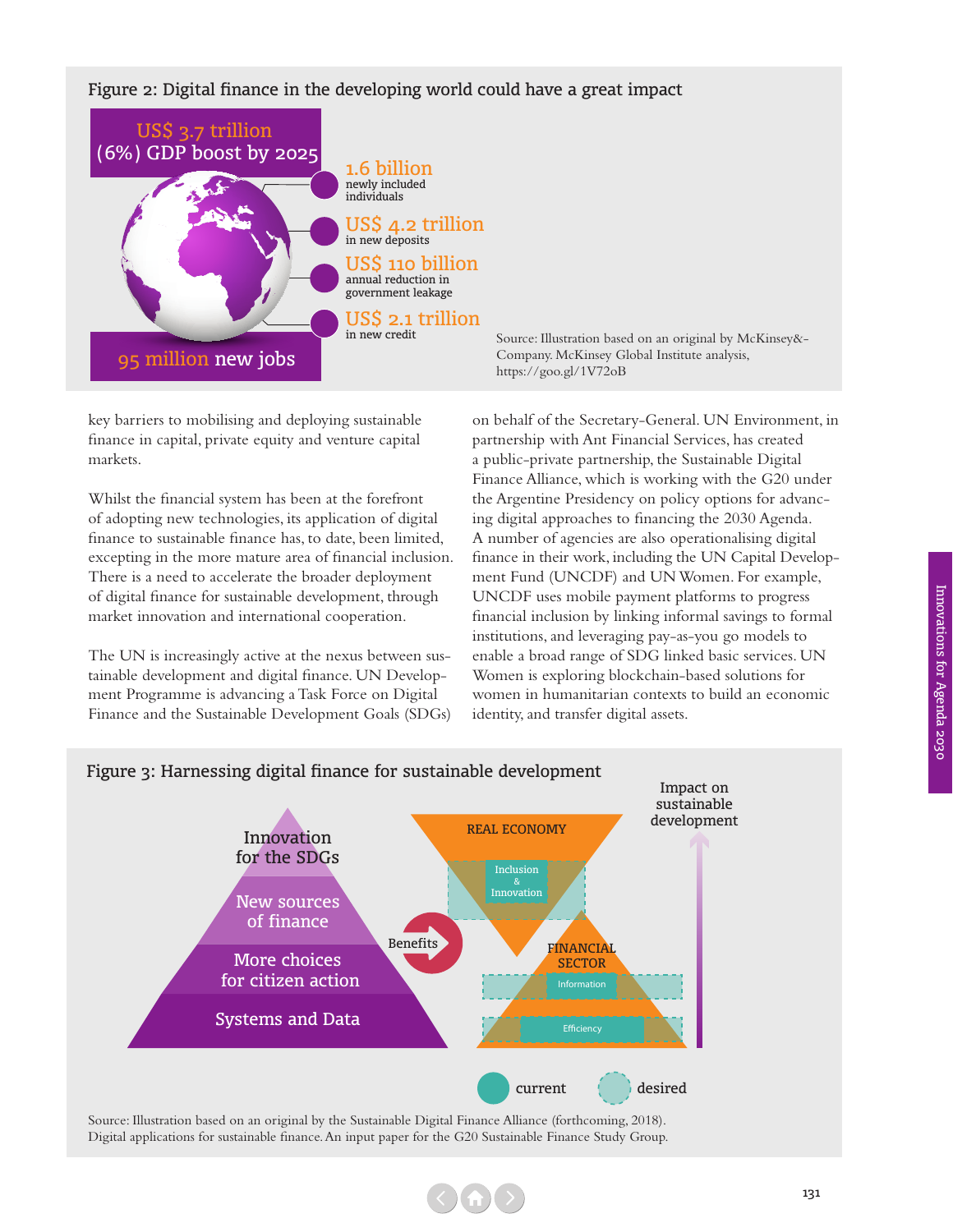**Figure 2: Digital finance in the developing world could have a great impact**

US$ 3.7 trillion
(6%) GDP boost by 2025

1.6 billion
newly included individuals

US$ 4.2 trillion
in new deposits

US$ 110 billion
annual reduction in government leakage

US$ 2.1 trillion
in new credit

95 million new jobs

Source: Illustration based on an original by McKinsey&-Company. McKinsey Global Institute analysis, https://goo.gl/1V72oB

key barriers to mobilising and deploying sustainable finance in capital, private equity and venture capital markets.

Whilst the financial system has been at the forefront of adopting new technologies, its application of digital finance to sustainable finance has, to date, been limited, excepting in the more mature area of financial inclusion. There is a need to accelerate the broader deployment of digital finance for sustainable development, through market innovation and international cooperation.

The UN is increasingly active at the nexus between sustainable development and digital finance. UN Development Programme is advancing a Task Force on Digital Finance and the Sustainable Development Goals (SDGs) on behalf of the Secretary-General. UN Environment, in partnership with Ant Financial Services, has created a public-private partnership, the Sustainable Digital Finance Alliance, which is working with the G20 under the Argentine Presidency on policy options for advancing digital approaches to financing the 2030 Agenda. A number of agencies are also operationalising digital finance in their work, including the UN Capital Development Fund (UNCDF) and UN Women. For example, UNCDF uses mobile payment platforms to progress financial inclusion by linking informal savings to formal institutions, and leveraging pay-as-you go models to enable a broad range of SDG linked basic services. UN Women is exploring blockchain-based solutions for women in humanitarian contexts to build an economic identity, and transfer digital assets.

**Figure 3: Harnessing digital finance for sustainable development**

Innovation for the SDGs
New sources of finance
More choices for citizen action
Systems and Data

Benefits

REAL ECONOMY
Inclusion & Innovation
FINANCIAL SECTOR
Information
Efficiency

Impact on sustainable development

current
desired

Source: Illustration based on an original by the Sustainable Digital Finance Alliance (forthcoming, 2018). Digital applications for sustainable finance. An input paper for the G20 Sustainable Finance Study Group.